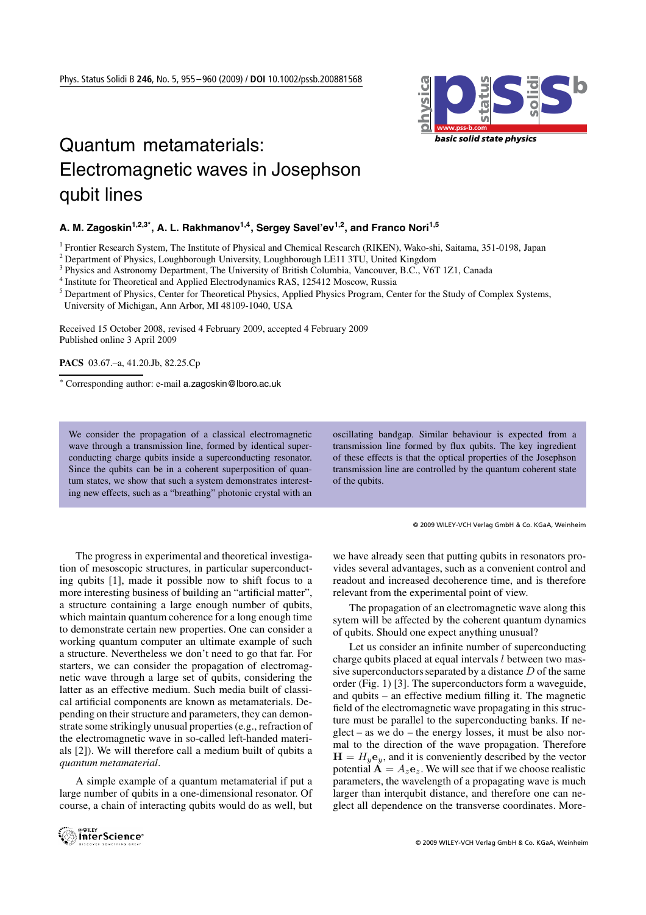# Quantum metamaterials: Electromagnetic waves in Josephson qubit lines

**A. M. Zagoskin[1,2,3*], A. L. Rakhmanov[1,4], Sergey Savel'ev[1,2], and Franco Nori[1,5]**

[1] Frontier Research System, The Institute of Physical and Chemical Research (RIKEN), Wako-shi, Saitama, 351-0198, Japan
[2] Department of Physics, Loughborough University, Loughborough LE11 3TU, United Kingdom
[3] Physics and Astronomy Department, The University of British Columbia, Vancouver, B.C., V6T 1Z1, Canada
[4] Institute for Theoretical and Applied Electrodynamics RAS, 125412 Moscow, Russia
[5] Department of Physics, Center for Theoretical Physics, Applied Physics Program, Center for the Study of Complex Systems, University of Michigan, Ann Arbor, MI 48109-1040, USA

Received 15 October 2008, revised 4 February 2009, accepted 4 February 2009
Published online 3 April 2009

**PACS** 03.67.–a, 41.20.Jb, 82.25.Cp

* Corresponding author: e-mail a.zagoskin@lboro.ac.uk

We consider the propagation of a classical electromagnetic wave through a transmission line, formed by identical superconducting charge qubits inside a superconducting resonator. Since the qubits can be in a coherent superposition of quantum states, we show that such a system demonstrates interesting new effects, such as a "breathing" photonic crystal with an oscillating bandgap. Similar behaviour is expected from a transmission line formed by flux qubits. The key ingredient of these effects is that the optical properties of the Josephson transmission line are controlled by the quantum coherent state of the qubits.

© 2009 WILEY-VCH Verlag GmbH & Co. KGaA, Weinheim

The progress in experimental and theoretical investigation of mesoscopic structures, in particular superconducting qubits [1], made it possible now to shift focus to a more interesting business of building an "artificial matter", a structure containing a large enough number of qubits, which maintain quantum coherence for a long enough time to demonstrate certain new properties. One can consider a working quantum computer an ultimate example of such a structure. Nevertheless we don't need to go that far. For starters, we can consider the propagation of electromagnetic wave through a large set of qubits, considering the latter as an effective medium. Such media built of classical artificial components are known as metamaterials. Depending on their structure and parameters, they can demonstrate some strikingly unusual properties (e.g., refraction of the electromagnetic wave in so-called left-handed materials [2]). We will therefore call a medium built of qubits a *quantum metamaterial*.

A simple example of a quantum metamaterial if put a large number of qubits in a one-dimensional resonator. Of course, a chain of interacting qubits would do as well, but we have already seen that putting qubits in resonators provides several advantages, such as a convenient control and readout and increased decoherence time, and is therefore relevant from the experimental point of view.

The propagation of an electromagnetic wave along this sytem will be affected by the coherent quantum dynamics of qubits. Should one expect anything unusual?

Let us consider an infinite number of superconducting charge qubits placed at equal intervals $l$ between two massive superconductors separated by a distance $D$ of the same order (Fig. 1) [3]. The superconductors form a waveguide, and qubits – an effective medium filling it. The magnetic field of the electromagnetic wave propagating in this structure must be parallel to the superconducting banks. If neglect – as we do – the energy losses, it must be also normal to the direction of the wave propagation. Therefore $\mathbf{H} = H_y \mathbf{e}_y$, and it is conveniently described by the vector potential $\mathbf{A} = A_z \mathbf{e}_z$. We will see that if we chose realistic parameters, the wavelength of a propagating wave is much larger than interqubit distance, and therefore one can neglect all dependence on the transverse coordinates. More-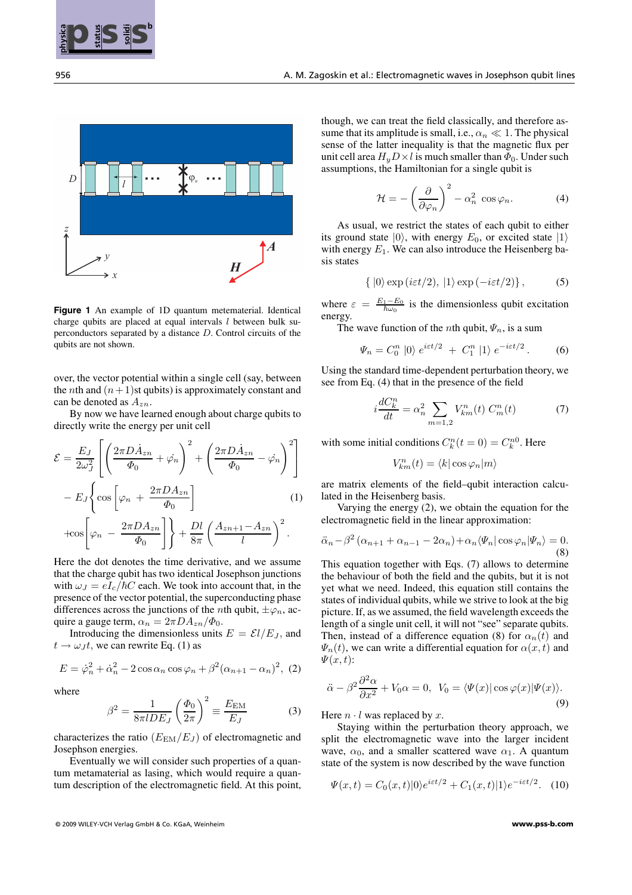**Figure 1** An example of 1D quantum metematerial. Identical charge qubits are placed at equal intervals $l$ between bulk superconductors separated by a distance $D$. Control circuits of the qubits are not shown.

over, the vector potential within a single cell (say, between the $n$th and $(n+1)$st qubits) is approximately constant and can be denoted as $A_{zn}$.

By now we have learned enough about charge qubits to directly write the energy per unit cell

$$\mathcal{E} = \frac{E_J}{2\omega_J^2}\left[\left(\frac{2\pi D\dot{A}_{zn}}{\Phi_0} + \dot{\varphi}_n\right)^2 + \left(\frac{2\pi D\dot{A}_{zn}}{\Phi_0} - \dot{\varphi}_n\right)^2\right] - E_J\left\{\cos\left[\varphi_n + \frac{2\pi DA_{zn}}{\Phi_0}\right] + \cos\left[\varphi_n - \frac{2\pi DA_{zn}}{\Phi_0}\right]\right\} + \frac{Dl}{8\pi}\left(\frac{A_{zn+1} - A_{zn}}{l}\right)^2. \quad (1)$$

Here the dot denotes the time derivative, and we assume that the charge qubit has two identical Josephson junctions with $\omega_J = eI_c/\hbar C$ each. We took into account that, in the presence of the vector potential, the superconducting phase differences across the junctions of the $n$th qubit, $\pm\varphi_n$, acquire a gauge term, $\alpha_n = 2\pi DA_{zn}/\Phi_0$.

Introducing the dimensionless units $E = \mathcal{E}l/E_J$, and $t \to \omega_J t$, we can rewrite Eq. (1) as

$$E = \dot{\varphi}_n^2 + \dot{\alpha}_n^2 - 2\cos\alpha_n \cos\varphi_n + \beta^2(\alpha_{n+1} - \alpha_n)^2, \quad (2)$$

where

$$\beta^2 = \frac{1}{8\pi lDE_J}\left(\frac{\Phi_0}{2\pi}\right)^2 \equiv \frac{E_{\mathrm{EM}}}{E_J} \quad (3)$$

characterizes the ratio $(E_{\mathrm{EM}}/E_J)$ of electromagnetic and Josephson energies.

Eventually we will consider such properties of a quantum metamaterial as lasing, which would require a quantum description of the electromagnetic field. At this point, though, we can treat the field classically, and therefore assume that its amplitude is small, i.e., $\alpha_n \ll 1$. The physical sense of the latter inequality is that the magnetic flux per unit cell area $H_y D \times l$ is much smaller than $\Phi_0$. Under such assumptions, the Hamiltonian for a single qubit is

$$\mathcal{H} = -\left(\frac{\partial}{\partial\varphi_n}\right)^2 - \alpha_n^2 \cos\varphi_n. \quad (4)$$

As usual, we restrict the states of each qubit to either its ground state $|0\rangle$, with energy $E_0$, or excited state $|1\rangle$ with energy $E_1$. We can also introduce the Heisenberg basis states

$$\{|0\rangle \exp(i\varepsilon t/2),\ |1\rangle \exp(-i\varepsilon t/2)\}, \quad (5)$$

where $\varepsilon = \frac{E_1 - E_0}{\hbar\omega_0}$ is the dimensionless qubit excitation energy.

The wave function of the $n$th qubit, $\Psi_n$, is a sum

$$\Psi_n = C_0^n\, |0\rangle\, e^{i\varepsilon t/2} + C_1^n\, |1\rangle\, e^{-i\varepsilon t/2}. \quad (6)$$

Using the standard time-dependent perturbation theory, we see from Eq. (4) that in the presence of the field

$$i\frac{dC_k^n}{dt} = \alpha_n^2 \sum_{m=1,2} V_{km}^n(t)\, C_m^n(t) \quad (7)$$

with some initial conditions $C_k^n(t=0) = C_k^{n0}$. Here

$$V_{km}^n(t) = \langle k|\cos\varphi_n|m\rangle$$

are matrix elements of the field–qubit interaction calculated in the Heisenberg basis.

Varying the energy (2), we obtain the equation for the electromagnetic field in the linear approximation:

$$\ddot{\alpha}_n - \beta^2(\alpha_{n+1} + \alpha_{n-1} - 2\alpha_n) + \alpha_n\langle\Psi_n|\cos\varphi_n|\Psi_n\rangle = 0. \quad (8)$$

This equation together with Eqs. (7) allows to determine the behaviour of both the field and the qubits, but it is not yet what we need. Indeed, this equation still contains the states of individual qubits, while we strive to look at the big picture. If, as we assumed, the field wavelength exceeds the length of a single unit cell, it will not "see" separate qubits. Then, instead of a difference equation (8) for $\alpha_n(t)$ and $\Psi_n(t)$, we can write a differential equation for $\alpha(x,t)$ and $\Psi(x,t)$:

$$\ddot{\alpha} - \beta^2\frac{\partial^2\alpha}{\partial x^2} + V_0\alpha = 0, \quad V_0 = \langle\Psi(x)|\cos\varphi(x)|\Psi(x)\rangle. \quad (9)$$

Here $n \cdot l$ was replaced by $x$.

Staying within the perturbation theory approach, we split the electromagnetic wave into the larger incident wave, $\alpha_0$, and a smaller scattered wave $\alpha_1$. A quantum state of the system is now described by the wave function

$$\Psi(x,t) = C_0(x,t)|0\rangle e^{i\varepsilon t/2} + C_1(x,t)|1\rangle e^{-i\varepsilon t/2}. \quad (10)$$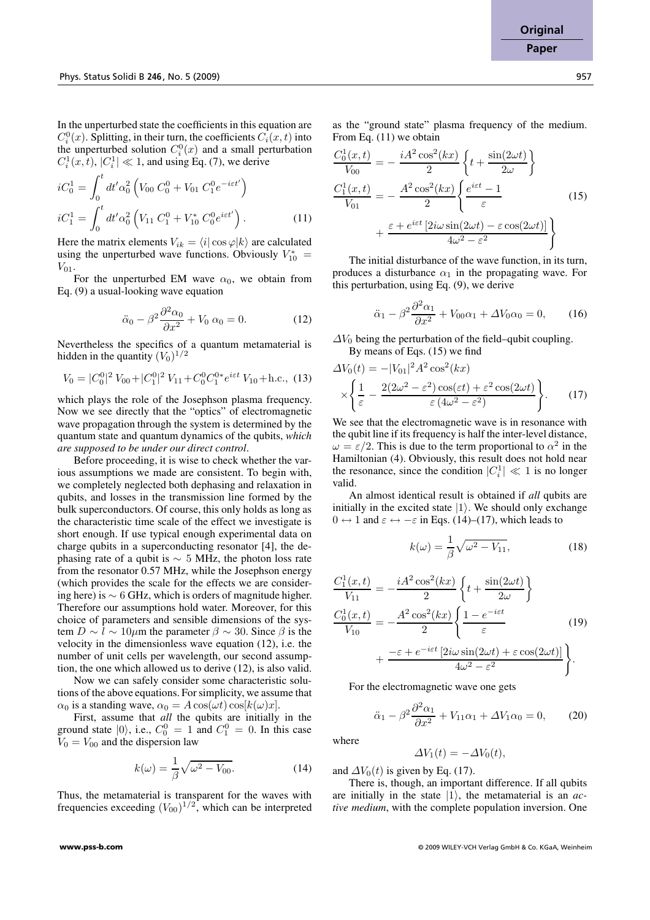In the unperturbed state the coefficients in this equation are $C_i^0(x)$. Splitting, in their turn, the coefficients $C_i(x,t)$ into the unperturbed solution $C_i^0(x)$ and a small perturbation $C_i^1(x,t)$, $|C_i^1| \ll 1$, and using Eq. (7), we derive

$$
\begin{aligned}
iC_0^1 &= \int_0^t dt' \alpha_0^2 \left( V_{00}\, C_0^0 + V_{01}\, C_1^0 e^{-i\varepsilon t'} \right) \\
iC_1^1 &= \int_0^t dt' \alpha_0^2 \left( V_{11}\, C_1^0 + V_{10}^*\, C_0^0 e^{i\varepsilon t'} \right). 
\end{aligned} \tag{11}
$$

Here the matrix elements $V_{ik} = \langle i | \cos\varphi | k \rangle$ are calculated using the unperturbed wave functions. Obviously $V_{10}^* = V_{01}$.

For the unperturbed EM wave $\alpha_0$, we obtain from Eq. (9) a usual-looking wave equation

$$
\ddot{\alpha}_0 - \beta^2 \frac{\partial^2 \alpha_0}{\partial x^2} + V_0\, \alpha_0 = 0. \tag{12}
$$

Nevertheless the specifics of a quantum metamaterial is hidden in the quantity $(V_0)^{1/2}$

$$
V_0 = |C_0^0|^2\, V_{00} + |C_1^0|^2\, V_{11} + C_0^0 C_1^{0*} e^{i\varepsilon t}\, V_{10} + \text{h.c.}, \tag{13}
$$

which plays the role of the Josephson plasma frequency. Now we see directly that the "optics" of electromagnetic wave propagation through the system is determined by the quantum state and quantum dynamics of the qubits, *which are supposed to be under our direct control*.

Before proceeding, it is wise to check whether the various assumptions we made are consistent. To begin with, we completely neglected both dephasing and relaxation in qubits, and losses in the transmission line formed by the bulk superconductors. Of course, this only holds as long as the characteristic time scale of the effect we investigate is short enough. If use typical enough experimental data on charge qubits in a superconducting resonator [4], the dephasing rate of a qubit is $\sim$ 5 MHz, the photon loss rate from the resonator 0.57 MHz, while the Josephson energy (which provides the scale for the effects we are considering here) is $\sim$ 6 GHz, which is orders of magnitude higher. Therefore our assumptions hold water. Moreover, for this choice of parameters and sensible dimensions of the system $D \sim l \sim 10\mu$m the parameter $\beta \sim 30$. Since $\beta$ is the velocity in the dimensionless wave equation (12), i.e. the number of unit cells per wavelength, our second assumption, the one which allowed us to derive (12), is also valid.

Now we can safely consider some characteristic solutions of the above equations. For simplicity, we assume that $\alpha_0$ is a standing wave, $\alpha_0 = A\cos(\omega t)\cos[k(\omega)x]$.

First, assume that *all* the qubits are initially in the ground state $|0\rangle$, i.e., $C_0^0 = 1$ and $C_1^0 = 0$. In this case $V_0 = V_{00}$ and the dispersion law

$$
k(\omega) = \frac{1}{\beta}\sqrt{\omega^2 - V_{00}}. \tag{14}
$$

Thus, the metamaterial is transparent for the waves with frequencies exceeding $(V_{00})^{1/2}$, which can be interpreted as the "ground state" plasma frequency of the medium. From Eq. (11) we obtain

$$
\begin{aligned}
\frac{C_0^1(x,t)}{V_{00}} &= -\frac{iA^2\cos^2(kx)}{2}\left\{ t + \frac{\sin(2\omega t)}{2\omega} \right\} \\
\frac{C_1^1(x,t)}{V_{01}} &= -\frac{A^2\cos^2(kx)}{2}\left\{ \frac{e^{i\varepsilon t} - 1}{\varepsilon} \right. \\
&\quad \left. + \frac{\varepsilon + e^{i\varepsilon t}\left[2i\omega\sin(2\omega t) - \varepsilon\cos(2\omega t)\right]}{4\omega^2 - \varepsilon^2} \right\}
\end{aligned} \tag{15}
$$

The initial disturbance of the wave function, in its turn, produces a disturbance $\alpha_1$ in the propagating wave. For this perturbation, using Eq. (9), we derive

$$
\ddot{\alpha}_1 - \beta^2 \frac{\partial^2 \alpha_1}{\partial x^2} + V_{00}\alpha_1 + \Delta V_0 \alpha_0 = 0, \tag{16}
$$

$\Delta V_0$ being the perturbation of the field–qubit coupling.

By means of Eqs. (15) we find

$$
\begin{aligned}
\Delta V_0(t) &= -|V_{01}|^2 A^2 \cos^2(kx) \\
&\times \left\{ \frac{1}{\varepsilon} - \frac{2(2\omega^2 - \varepsilon^2)\cos(\varepsilon t) + \varepsilon^2\cos(2\omega t)}{\varepsilon\,(4\omega^2 - \varepsilon^2)} \right\}.
\end{aligned} \tag{17}
$$

We see that the electromagnetic wave is in resonance with the qubit line if its frequency is half the inter-level distance, $\omega = \varepsilon/2$. This is due to the term proportional to $\alpha^2$ in the Hamiltonian (4). Obviously, this result does not hold near the resonance, since the condition $|C_i^1| \ll 1$ is no longer valid.

An almost identical result is obtained if *all* qubits are initially in the excited state $|1\rangle$. We should only exchange $0 \leftrightarrow 1$ and $\varepsilon \leftrightarrow -\varepsilon$ in Eqs. (14)–(17), which leads to

$$
k(\omega) = \frac{1}{\beta}\sqrt{\omega^2 - V_{11}}, \tag{18}
$$

$$
\begin{aligned}
\frac{C_1^1(x,t)}{V_{11}} &= -\frac{iA^2\cos^2(kx)}{2}\left\{ t + \frac{\sin(2\omega t)}{2\omega} \right\} \\
\frac{C_0^1(x,t)}{V_{10}} &= -\frac{A^2\cos^2(kx)}{2}\left\{ \frac{1 - e^{-i\varepsilon t}}{\varepsilon} \right. \\
&\quad \left. + \frac{-\varepsilon + e^{-i\varepsilon t}\left[2i\omega\sin(2\omega t) + \varepsilon\cos(2\omega t)\right]}{4\omega^2 - \varepsilon^2} \right\}.
\end{aligned} \tag{19}
$$

For the electromagnetic wave one gets

$$
\ddot{\alpha}_1 - \beta^2 \frac{\partial^2 \alpha_1}{\partial x^2} + V_{11}\alpha_1 + \Delta V_1 \alpha_0 = 0, \tag{20}
$$

where

$$
\Delta V_1(t) = -\Delta V_0(t),
$$

and $\Delta V_0(t)$ is given by Eq. (17).

There is, though, an important difference. If all qubits are initially in the state $|1\rangle$, the metamaterial is an *active medium*, with the complete population inversion. One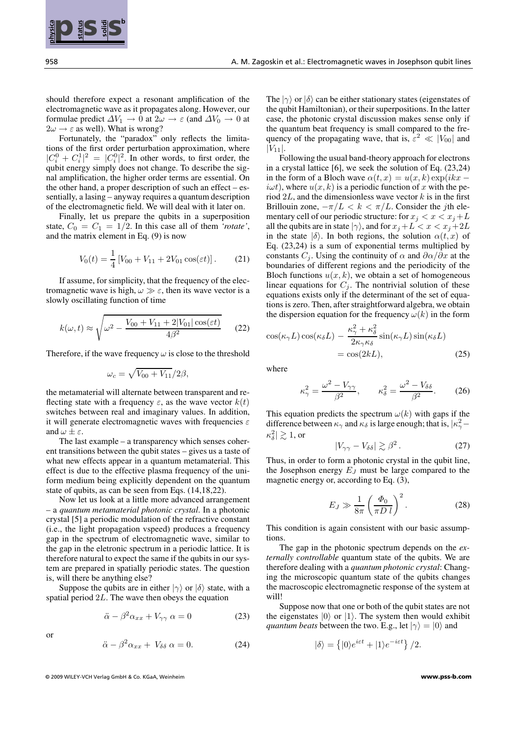should therefore expect a resonant amplification of the electromagnetic wave as it propagates along. However, our formulae predict $\Delta V_1 \to 0$ at $2\omega \to \varepsilon$ (and $\Delta V_0 \to 0$ at $2\omega \to \varepsilon$ as well). What is wrong?

Fortunately, the "paradox" only reflects the limitations of the first order perturbation approximation, where $|C_i^0 + C_i^1|^2 = |C_i^0|^2$. In other words, to first order, the qubit energy simply does not change. To describe the signal amplification, the higher order terms are essential. On the other hand, a proper description of such an effect – essentially, a lasing – anyway requires a quantum description of the electromagnetic field. We will deal with it later on.

Finally, let us prepare the qubits in a superposition state, $C_0 = C_1 = 1/2$. In this case all of them *'rotate'*, and the matrix element in Eq. (9) is now

$$V_0(t) = \frac{1}{4}\left[V_{00} + V_{11} + 2V_{01}\cos(\varepsilon t)\right]. \tag{21}$$

If assume, for simplicity, that the frequency of the electromagnetic wave is high, $\omega \gg \varepsilon$, then its wave vector is a slowly oscillating function of time

$$k(\omega, t) \approx \sqrt{\omega^2 - \frac{V_{00} + V_{11} + 2|V_{01}|\cos(\varepsilon t)}{4\beta^2}} \tag{22}$$

Therefore, if the wave frequency $\omega$ is close to the threshold

$$\omega_c = \sqrt{V_{00} + V_{11}}/2\beta,$$

the metamaterial will alternate between transparent and reflecting state with a frequency $\varepsilon$, as the wave vector $k(t)$ switches between real and imaginary values. In addition, it will generate electromagnetic waves with frequencies $\varepsilon$ and $\omega \pm \varepsilon$.

The last example – a transparency which senses coherent transitions between the qubit states – gives us a taste of what new effects appear in a quantum metamaterial. This effect is due to the effective plasma frequency of the uniform medium being explicitly dependent on the quantum state of qubits, as can be seen from Eqs. (14,18,22).

Now let us look at a little more advanced arrangement – a *quantum metamaterial photonic crystal*. In a photonic crystal [5] a periodic modulation of the refractive constant (i.e., the light propagation vspeed) produces a frequency gap in the spectrum of electromagnetic wave, similar to the gap in the eletronic spectrum in a periodic lattice. It is therefore natural to expect the same if the qubits in our system are prepared in spatially periodic states. The question is, will there be anything else?

Suppose the qubits are in either $|\gamma\rangle$ or $|\delta\rangle$ state, with a spatial period $2L$. The wave then obeys the equation

$$\ddot{\alpha} - \beta^2\alpha_{xx} + V_{\gamma\gamma}\ \alpha = 0 \tag{23}$$

or

$$\ddot{\alpha} - \beta^2\alpha_{xx} +\ V_{\delta\delta}\ \alpha = 0. \tag{24}$$

The $|\gamma\rangle$ or $|\delta\rangle$ can be either stationary states (eigenstates of the qubit Hamiltonian), or their superpositions. In the latter case, the photonic crystal discussion makes sense only if the quantum beat frequency is small compared to the frequency of the propagating wave, that is, $\varepsilon^2 \ll |V_{00}|$ and $|V_{11}|$.

Following the usual band-theory approach for electrons in a crystal lattice [6], we seek the solution of Eq. (23,24) in the form of a Bloch wave $\alpha(t, x) = u(x, k)\exp(ikx - i\omega t)$, where $u(x, k)$ is a periodic function of $x$ with the period $2L$, and the dimensionless wave vector $k$ is in the first Brillouin zone, $-\pi/L < k < \pi/L$. Consider the $j$th elementary cell of our periodic structure: for $x_j < x < x_j + L$ all the qubits are in state $|\gamma\rangle$, and for $x_j + L < x < x_j + 2L$ in the state $|\delta\rangle$. In both regions, the solution $\alpha(t, x)$ of Eq. (23,24) is a sum of exponential terms multiplied by constants $C_j$. Using the continuity of $\alpha$ and $\partial\alpha/\partial x$ at the boundaries of different regions and the periodicity of the Bloch functions $u(x, k)$, we obtain a set of homogeneous linear equations for $C_j$. The nontrivial solution of these equations exists only if the determinant of the set of equations is zero. Then, after straightforward algebra, we obtain the dispersion equation for the frequency $\omega(k)$ in the form

$$\cos(\kappa_\gamma L)\cos(\kappa_\delta L) - \frac{\kappa_\gamma^2 + \kappa_\delta^2}{2\kappa_\gamma\kappa_\delta}\sin(\kappa_\gamma L)\sin(\kappa_\delta L) = \cos(2kL), \tag{25}$$

where

$$\kappa_\gamma^2 = \frac{\omega^2 - V_{\gamma\gamma}}{\beta^2}, \qquad \kappa_\delta^2 = \frac{\omega^2 - V_{\delta\delta}}{\beta^2}. \tag{26}$$

This equation predicts the spectrum $\omega(k)$ with gaps if the difference between $\kappa_\gamma$ and $\kappa_\delta$ is large enough; that is, $|\kappa_\gamma^2 - \kappa_\delta^2| \gtrsim 1$, or

$$|V_{\gamma\gamma} - V_{\delta\delta}| \gtrsim \beta^2\,. \tag{27}$$

Thus, in order to form a photonic crystal in the qubit line, the Josephson energy $E_J$ must be large compared to the magnetic energy or, according to Eq. (3),

$$E_J \gg \frac{1}{8\pi}\left(\frac{\Phi_0}{\pi D\, l}\right)^2. \tag{28}$$

This condition is again consistent with our basic assumptions.

The gap in the photonic spectrum depends on the *externally controllable* quantum state of the qubits. We are therefore dealing with a *quantum photonic crystal*: Changing the microscopic quantum state of the qubits changes the macroscopic electromagnetic response of the system at will!

Suppose now that one or both of the qubit states are not the eigenstates $|0\rangle$ or $|1\rangle$. The system then would exhibit *quantum beats* between the two. E.g., let $|\gamma\rangle = |0\rangle$ and

$$|\delta\rangle = \left\{|0\rangle e^{i\varepsilon t} + |1\rangle e^{-i\varepsilon t}\right\}/2.$$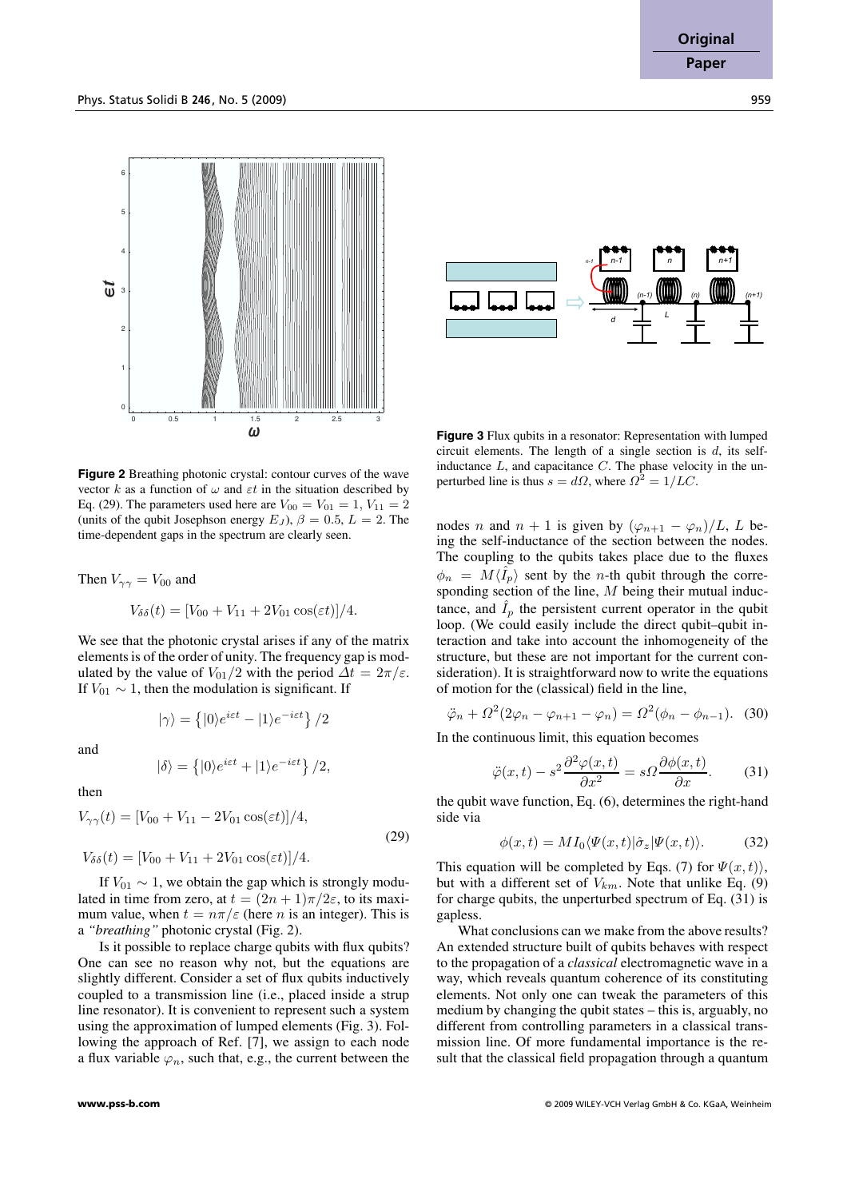**Figure 2** Breathing photonic crystal: contour curves of the wave vector $k$ as a function of $\omega$ and $\varepsilon t$ in the situation described by Eq. (29). The parameters used here are $V_{00} = V_{01} = 1$, $V_{11} = 2$ (units of the qubit Josephson energy $E_J$), $\beta = 0.5$, $L = 2$. The time-dependent gaps in the spectrum are clearly seen.

Then $V_{\gamma\gamma} = V_{00}$ and

$$V_{\delta\delta}(t) = [V_{00} + V_{11} + 2V_{01}\cos(\varepsilon t)]/4.$$

We see that the photonic crystal arises if any of the matrix elements is of the order of unity. The frequency gap is modulated by the value of $V_{01}/2$ with the period $\Delta t = 2\pi/\varepsilon$. If $V_{01} \sim 1$, then the modulation is significant. If

$$|\gamma\rangle = \left\{|0\rangle e^{i\varepsilon t} - |1\rangle e^{-i\varepsilon t}\right\}/2$$

and

$$|\delta\rangle = \left\{|0\rangle e^{i\varepsilon t} + |1\rangle e^{-i\varepsilon t}\right\}/2,$$

then

$$V_{\gamma\gamma}(t) = [V_{00} + V_{11} - 2V_{01}\cos(\varepsilon t)]/4,$$
$$V_{\delta\delta}(t) = [V_{00} + V_{11} + 2V_{01}\cos(\varepsilon t)]/4. \qquad (29)$$

If $V_{01} \sim 1$, we obtain the gap which is strongly modulated in time from zero, at $t = (2n+1)\pi/2\varepsilon$, to its maximum value, when $t = n\pi/\varepsilon$ (here $n$ is an integer). This is a *"breathing"* photonic crystal (Fig. 2).

Is it possible to replace charge qubits with flux qubits? One can see no reason why not, but the equations are slightly different. Consider a set of flux qubits inductively coupled to a transmission line (i.e., placed inside a strup line resonator). It is convenient to represent such a system using the approximation of lumped elements (Fig. 3). Following the approach of Ref. [7], we assign to each node a flux variable $\varphi_n$, such that, e.g., the current between the nodes $n$ and $n+1$ is given by $(\varphi_{n+1} - \varphi_n)/L$, $L$ being the self-inductance of the section between the nodes. The coupling to the qubits takes place due to the fluxes $\phi_n = M\langle \hat{I}_p\rangle$ sent by the $n$-th qubit through the corresponding section of the line, $M$ being their mutual inductance, and $\hat{I}_p$ the persistent current operator in the qubit loop. (We could easily include the direct qubit–qubit interaction and take into account the inhomogeneity of the structure, but these are not important for the current consideration). It is straightforward now to write the equations of motion for the (classical) field in the line,

**Figure 3** Flux qubits in a resonator: Representation with lumped circuit elements. The length of a single section is $d$, its self-inductance $L$, and capacitance $C$. The phase velocity in the unperturbed line is thus $s = d\Omega$, where $\Omega^2 = 1/LC$.

$$\ddot{\varphi}_n + \Omega^2(2\varphi_n - \varphi_{n+1} - \varphi_n) = \Omega^2(\phi_n - \phi_{n-1}). \quad (30)$$

In the continuous limit, this equation becomes

$$\ddot{\varphi}(x,t) - s^2\frac{\partial^2\varphi(x,t)}{\partial x^2} = s\Omega\frac{\partial\phi(x,t)}{\partial x}. \qquad (31)$$

the qubit wave function, Eq. (6), determines the right-hand side via

$$\phi(x,t) = MI_0\langle\Psi(x,t)|\hat{\sigma}_z|\Psi(x,t)\rangle. \qquad (32)$$

This equation will be completed by Eqs. (7) for $\Psi(x,t)\rangle$, but with a different set of $V_{km}$. Note that unlike Eq. (9) for charge qubits, the unperturbed spectrum of Eq. (31) is gapless.

What conclusions can we make from the above results? An extended structure built of qubits behaves with respect to the propagation of a *classical* electromagnetic wave in a way, which reveals quantum coherence of its constituting elements. Not only one can tweak the parameters of this medium by changing the qubit states – this is, arguably, no different from controlling parameters in a classical transmission line. Of more fundamental importance is the result that the classical field propagation through a quantum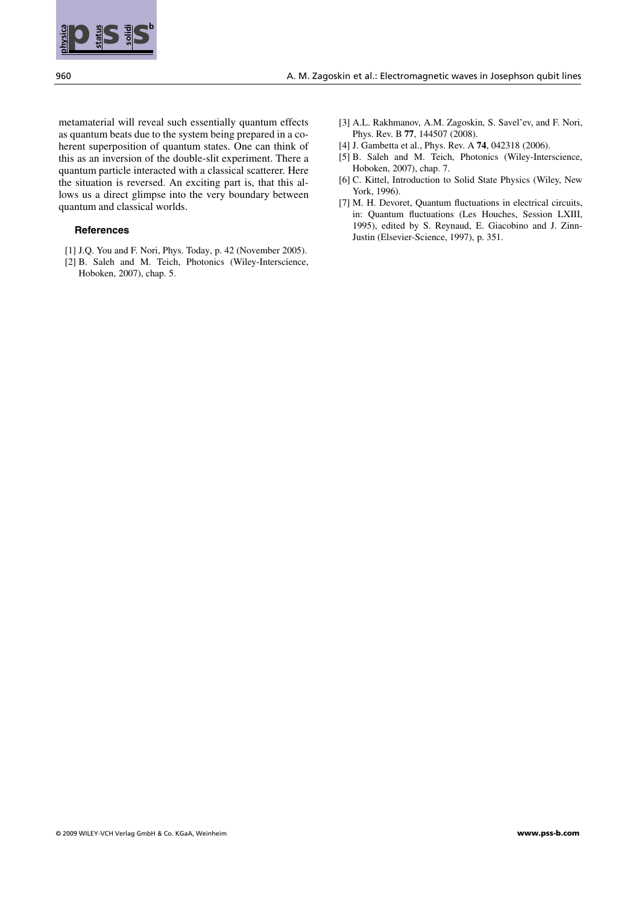metamaterial will reveal such essentially quantum effects as quantum beats due to the system being prepared in a coherent superposition of quantum states. One can think of this as an inversion of the double-slit experiment. There a quantum particle interacted with a classical scatterer. Here the situation is reversed. An exciting part is, that this allows us a direct glimpse into the very boundary between quantum and classical worlds.

## References

[1] J.Q. You and F. Nori, Phys. Today, p. 42 (November 2005).

[2] B. Saleh and M. Teich, Photonics (Wiley-Interscience, Hoboken, 2007), chap. 5.

[3] A.L. Rakhmanov, A.M. Zagoskin, S. Savel'ev, and F. Nori, Phys. Rev. B **77**, 144507 (2008).

[4] J. Gambetta et al., Phys. Rev. A **74**, 042318 (2006).

[5] B. Saleh and M. Teich, Photonics (Wiley-Interscience, Hoboken, 2007), chap. 7.

[6] C. Kittel, Introduction to Solid State Physics (Wiley, New York, 1996).

[7] M. H. Devoret, Quantum fluctuations in electrical circuits, in: Quantum fluctuations (Les Houches, Session LXIII, 1995), edited by S. Reynaud, E. Giacobino and J. Zinn-Justin (Elsevier-Science, 1997), p. 351.